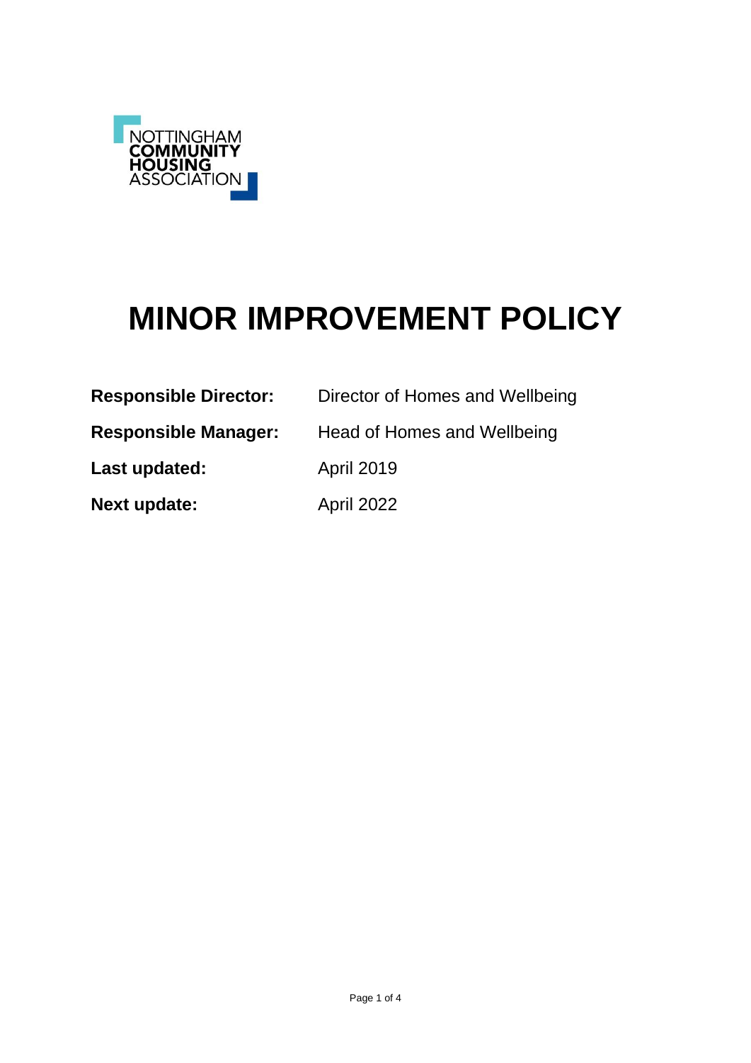NOTTINGHAM
COMMUNITY
HOUSING
ASSOCIATION

# MINOR IMPROVEMENT POLICY

**Responsible Director:** Director of Homes and Wellbeing

**Responsible Manager:** Head of Homes and Wellbeing

**Last updated:** April 2019

**Next update:** April 2022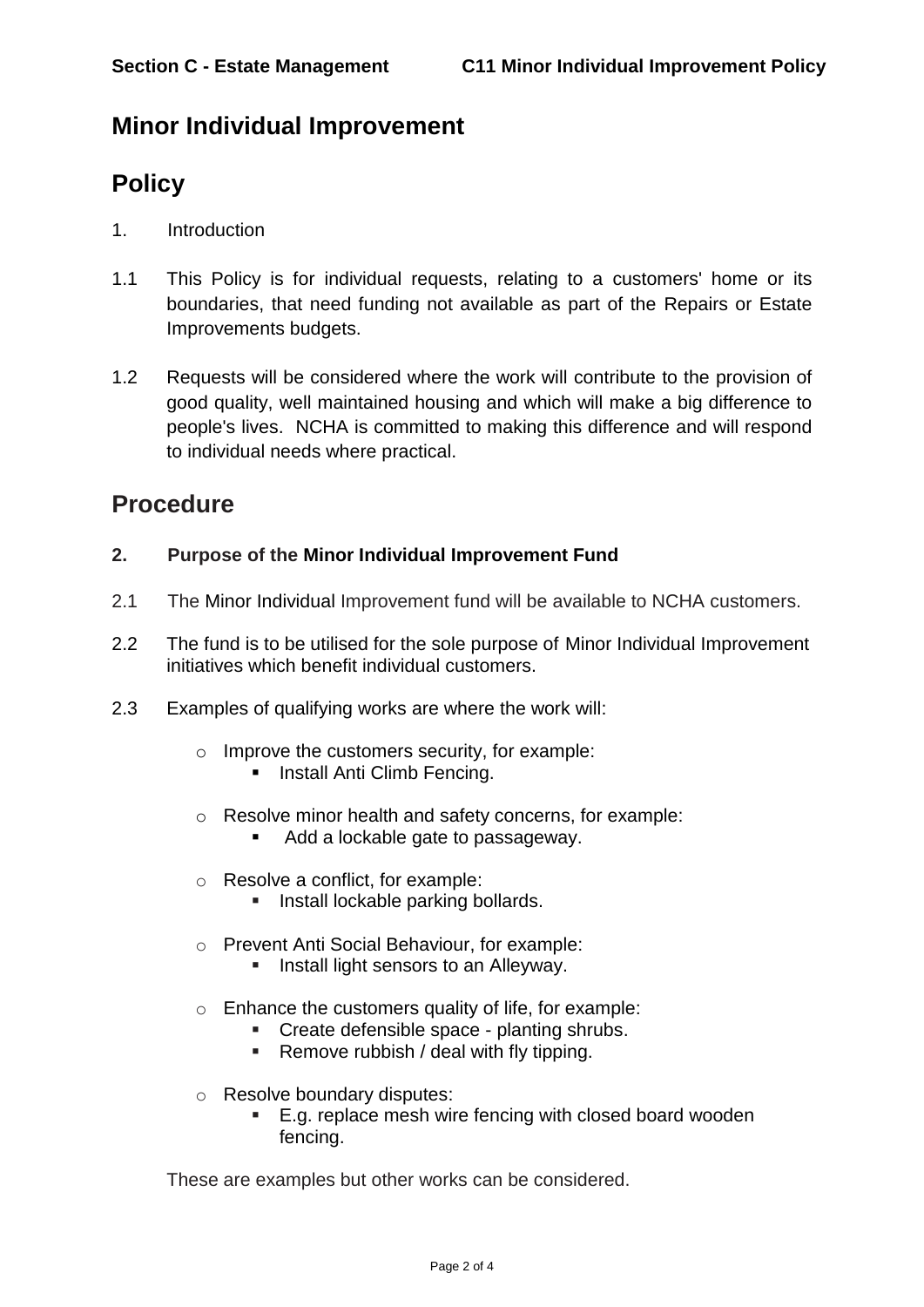# Minor Individual Improvement

## Policy

1. Introduction

1.1 This Policy is for individual requests, relating to a customers' home or its boundaries, that need funding not available as part of the Repairs or Estate Improvements budgets.

1.2 Requests will be considered where the work will contribute to the provision of good quality, well maintained housing and which will make a big difference to people's lives. NCHA is committed to making this difference and will respond to individual needs where practical.

## Procedure

### 2. Purpose of the Minor Individual Improvement Fund

2.1 The Minor Individual Improvement fund will be available to NCHA customers.

2.2 The fund is to be utilised for the sole purpose of Minor Individual Improvement initiatives which benefit individual customers.

2.3 Examples of qualifying works are where the work will:

- Improve the customers security, for example:
  - Install Anti Climb Fencing.
- Resolve minor health and safety concerns, for example:
  - Add a lockable gate to passageway.
- Resolve a conflict, for example:
  - Install lockable parking bollards.
- Prevent Anti Social Behaviour, for example:
  - Install light sensors to an Alleyway.
- Enhance the customers quality of life, for example:
  - Create defensible space - planting shrubs.
  - Remove rubbish / deal with fly tipping.
- Resolve boundary disputes:
  - E.g. replace mesh wire fencing with closed board wooden fencing.

These are examples but other works can be considered.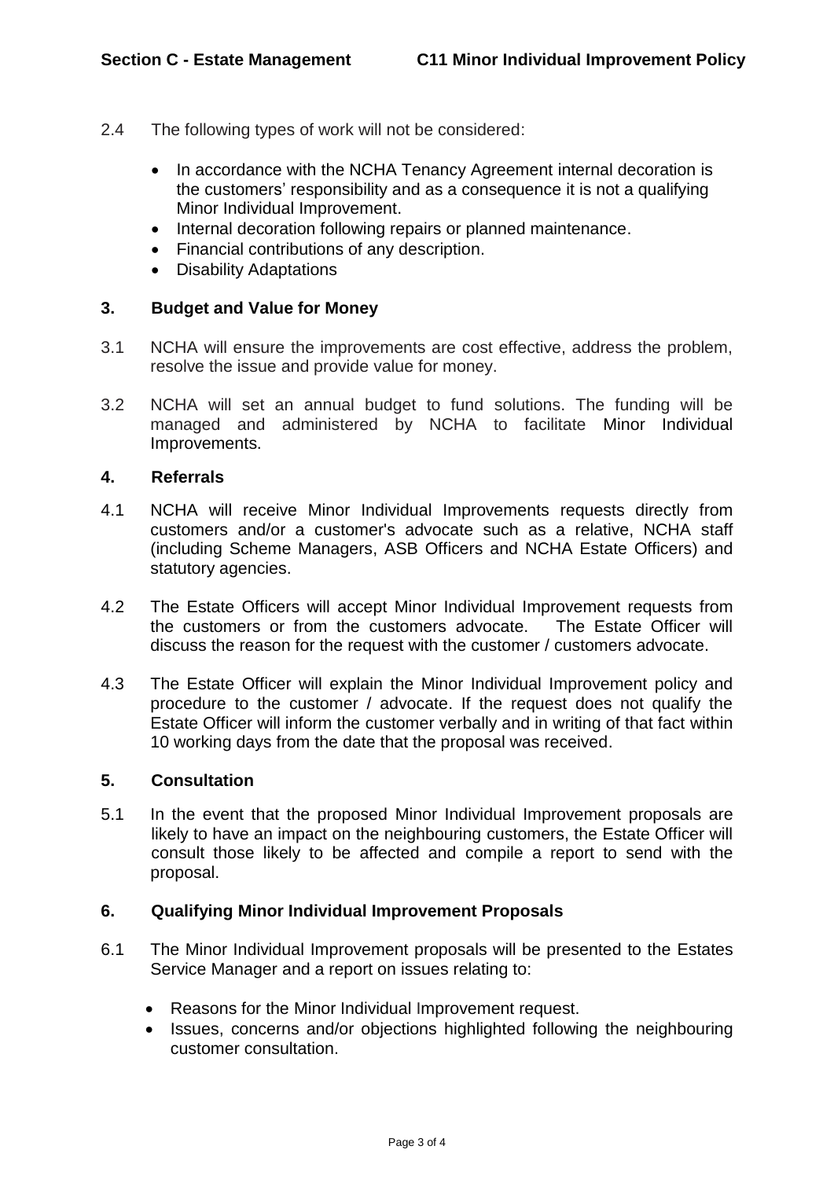2.4 The following types of work will not be considered:

- In accordance with the NCHA Tenancy Agreement internal decoration is the customers' responsibility and as a consequence it is not a qualifying Minor Individual Improvement.
- Internal decoration following repairs or planned maintenance.
- Financial contributions of any description.
- Disability Adaptations

## 3. Budget and Value for Money

3.1 NCHA will ensure the improvements are cost effective, address the problem, resolve the issue and provide value for money.

3.2 NCHA will set an annual budget to fund solutions. The funding will be managed and administered by NCHA to facilitate Minor Individual Improvements.

## 4. Referrals

4.1 NCHA will receive Minor Individual Improvements requests directly from customers and/or a customer's advocate such as a relative, NCHA staff (including Scheme Managers, ASB Officers and NCHA Estate Officers) and statutory agencies.

4.2 The Estate Officers will accept Minor Individual Improvement requests from the customers or from the customers advocate. The Estate Officer will discuss the reason for the request with the customer / customers advocate.

4.3 The Estate Officer will explain the Minor Individual Improvement policy and procedure to the customer / advocate. If the request does not qualify the Estate Officer will inform the customer verbally and in writing of that fact within 10 working days from the date that the proposal was received.

## 5. Consultation

5.1 In the event that the proposed Minor Individual Improvement proposals are likely to have an impact on the neighbouring customers, the Estate Officer will consult those likely to be affected and compile a report to send with the proposal.

## 6. Qualifying Minor Individual Improvement Proposals

6.1 The Minor Individual Improvement proposals will be presented to the Estates Service Manager and a report on issues relating to:

- Reasons for the Minor Individual Improvement request.
- Issues, concerns and/or objections highlighted following the neighbouring customer consultation.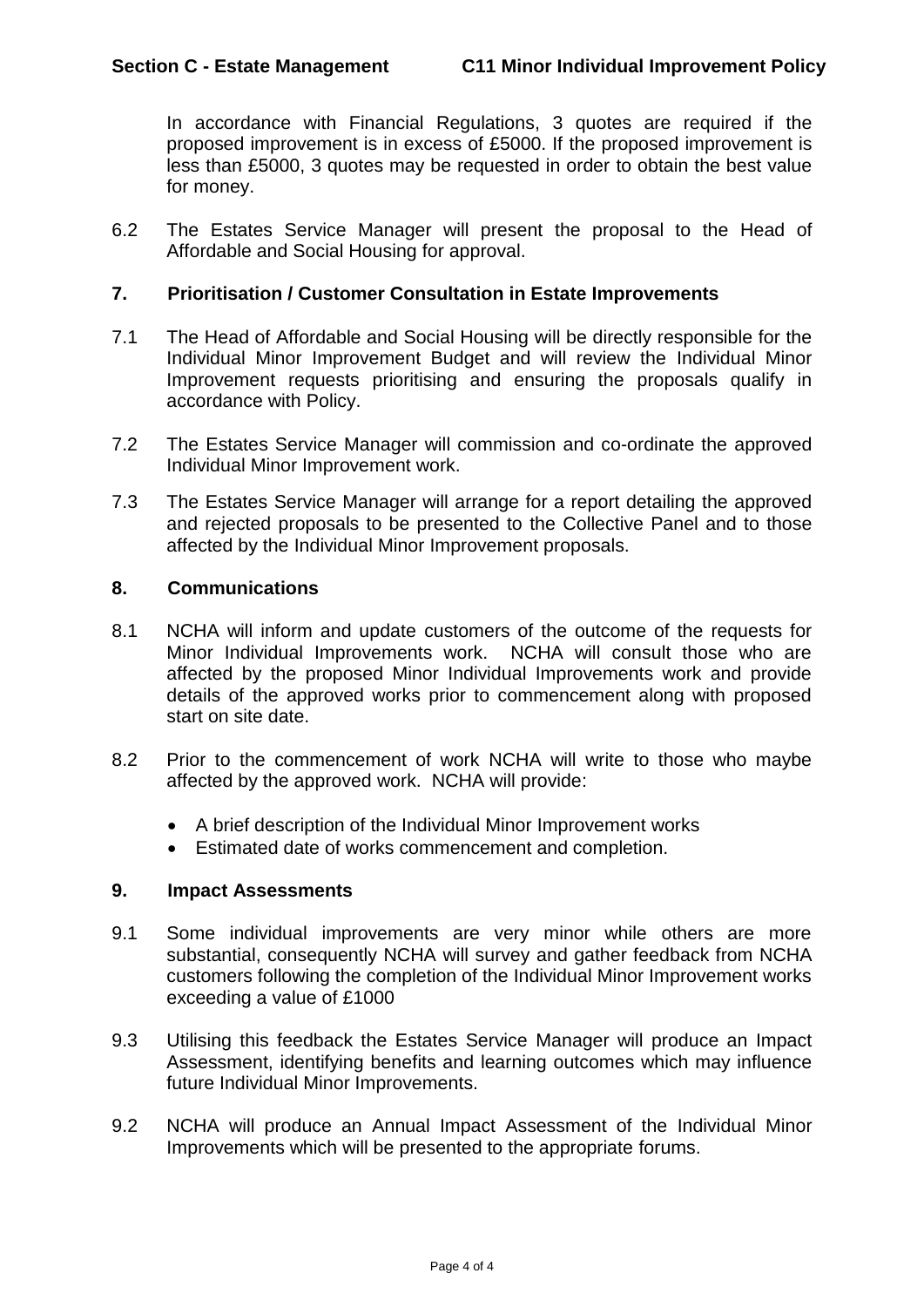In accordance with Financial Regulations, 3 quotes are required if the proposed improvement is in excess of £5000. If the proposed improvement is less than £5000, 3 quotes may be requested in order to obtain the best value for money.

6.2 The Estates Service Manager will present the proposal to the Head of Affordable and Social Housing for approval.

## 7. Prioritisation / Customer Consultation in Estate Improvements

7.1 The Head of Affordable and Social Housing will be directly responsible for the Individual Minor Improvement Budget and will review the Individual Minor Improvement requests prioritising and ensuring the proposals qualify in accordance with Policy.

7.2 The Estates Service Manager will commission and co-ordinate the approved Individual Minor Improvement work.

7.3 The Estates Service Manager will arrange for a report detailing the approved and rejected proposals to be presented to the Collective Panel and to those affected by the Individual Minor Improvement proposals.

## 8. Communications

8.1 NCHA will inform and update customers of the outcome of the requests for Minor Individual Improvements work. NCHA will consult those who are affected by the proposed Minor Individual Improvements work and provide details of the approved works prior to commencement along with proposed start on site date.

8.2 Prior to the commencement of work NCHA will write to those who maybe affected by the approved work. NCHA will provide:

- A brief description of the Individual Minor Improvement works
- Estimated date of works commencement and completion.

## 9. Impact Assessments

9.1 Some individual improvements are very minor while others are more substantial, consequently NCHA will survey and gather feedback from NCHA customers following the completion of the Individual Minor Improvement works exceeding a value of £1000

9.3 Utilising this feedback the Estates Service Manager will produce an Impact Assessment, identifying benefits and learning outcomes which may influence future Individual Minor Improvements.

9.2 NCHA will produce an Annual Impact Assessment of the Individual Minor Improvements which will be presented to the appropriate forums.